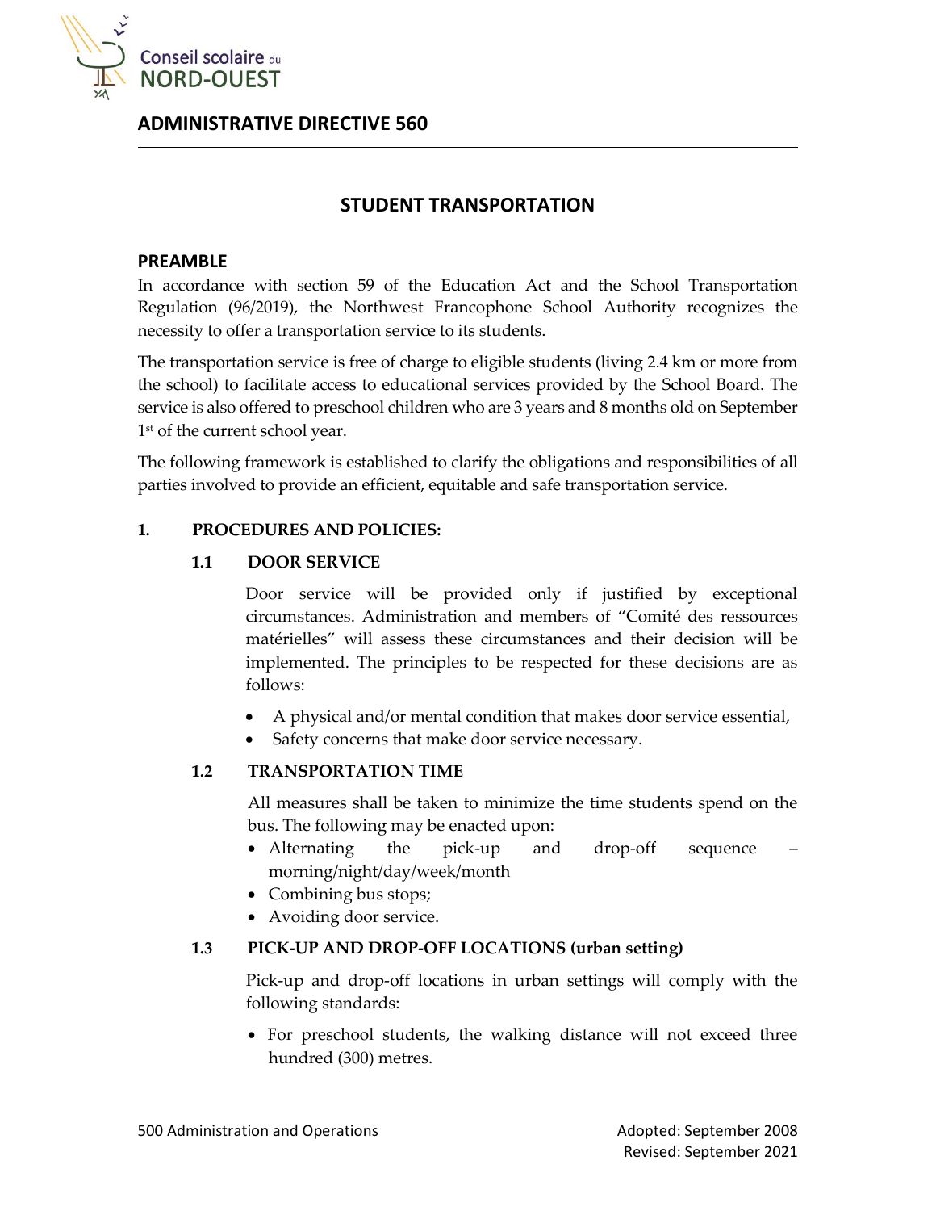Conseil scolaire du NORD-OUEST

# ADMINISTRATIVE DIRECTIVE 560

## STUDENT TRANSPORTATION

### PREAMBLE

In accordance with section 59 of the Education Act and the School Transportation Regulation (96/2019), the Northwest Francophone School Authority recognizes the necessity to offer a transportation service to its students.

The transportation service is free of charge to eligible students (living 2.4 km or more from the school) to facilitate access to educational services provided by the School Board. The service is also offered to preschool children who are 3 years and 8 months old on September 1st of the current school year.

The following framework is established to clarify the obligations and responsibilities of all parties involved to provide an efficient, equitable and safe transportation service.

### 1. PROCEDURES AND POLICIES:

#### 1.1 DOOR SERVICE

Door service will be provided only if justified by exceptional circumstances. Administration and members of "Comité des ressources matérielles" will assess these circumstances and their decision will be implemented. The principles to be respected for these decisions are as follows:

- A physical and/or mental condition that makes door service essential,
- Safety concerns that make door service necessary.

#### 1.2 TRANSPORTATION TIME

All measures shall be taken to minimize the time students spend on the bus. The following may be enacted upon:

- Alternating the pick-up and drop-off sequence – morning/night/day/week/month
- Combining bus stops;
- Avoiding door service.

#### 1.3 PICK-UP AND DROP-OFF LOCATIONS (urban setting)

Pick-up and drop-off locations in urban settings will comply with the following standards:

- For preschool students, the walking distance will not exceed three hundred (300) metres.

500 Administration and Operations

Adopted: September 2008
Revised: September 2021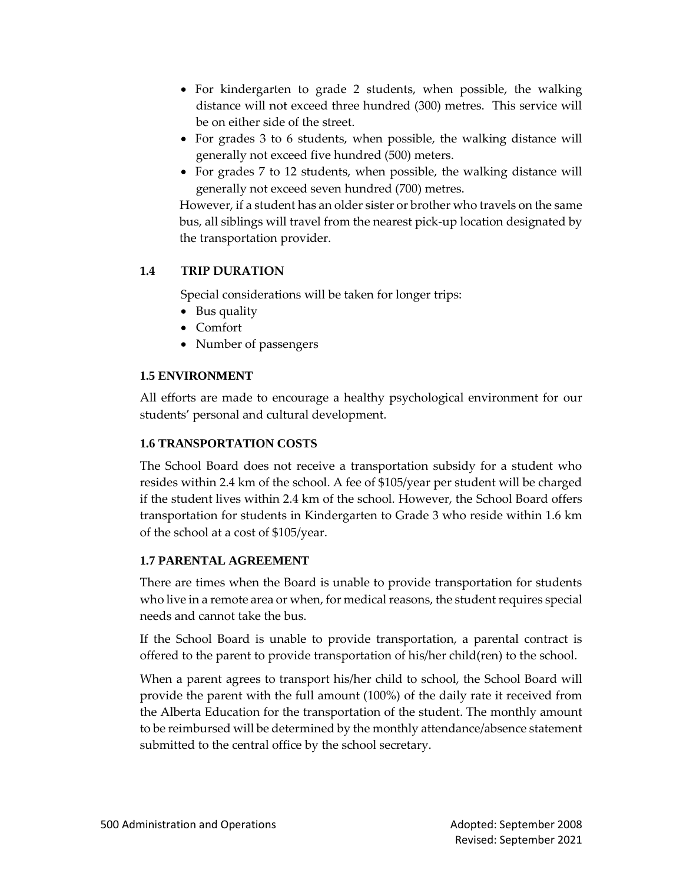- For kindergarten to grade 2 students, when possible, the walking distance will not exceed three hundred (300) metres. This service will be on either side of the street.
- For grades 3 to 6 students, when possible, the walking distance will generally not exceed five hundred (500) meters.
- For grades 7 to 12 students, when possible, the walking distance will generally not exceed seven hundred (700) metres.

However, if a student has an older sister or brother who travels on the same bus, all siblings will travel from the nearest pick-up location designated by the transportation provider.

### 1.4 TRIP DURATION

Special considerations will be taken for longer trips:

- Bus quality
- Comfort
- Number of passengers

### 1.5 ENVIRONMENT

All efforts are made to encourage a healthy psychological environment for our students' personal and cultural development.

### 1.6 TRANSPORTATION COSTS

The School Board does not receive a transportation subsidy for a student who resides within 2.4 km of the school. A fee of $105/year per student will be charged if the student lives within 2.4 km of the school. However, the School Board offers transportation for students in Kindergarten to Grade 3 who reside within 1.6 km of the school at a cost of $105/year.

### 1.7 PARENTAL AGREEMENT

There are times when the Board is unable to provide transportation for students who live in a remote area or when, for medical reasons, the student requires special needs and cannot take the bus.

If the School Board is unable to provide transportation, a parental contract is offered to the parent to provide transportation of his/her child(ren) to the school.

When a parent agrees to transport his/her child to school, the School Board will provide the parent with the full amount (100%) of the daily rate it received from the Alberta Education for the transportation of the student. The monthly amount to be reimbursed will be determined by the monthly attendance/absence statement submitted to the central office by the school secretary.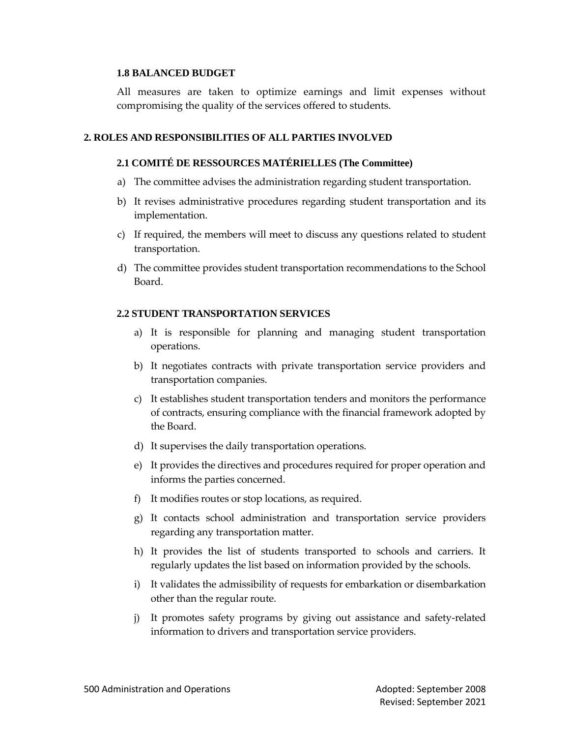### 1.8 BALANCED BUDGET

All measures are taken to optimize earnings and limit expenses without compromising the quality of the services offered to students.

## 2. ROLES AND RESPONSIBILITIES OF ALL PARTIES INVOLVED

### 2.1 COMITÉ DE RESSOURCES MATÉRIELLES (The Committee)

a) The committee advises the administration regarding student transportation.

b) It revises administrative procedures regarding student transportation and its implementation.

c) If required, the members will meet to discuss any questions related to student transportation.

d) The committee provides student transportation recommendations to the School Board.

### 2.2 STUDENT TRANSPORTATION SERVICES

a) It is responsible for planning and managing student transportation operations.

b) It negotiates contracts with private transportation service providers and transportation companies.

c) It establishes student transportation tenders and monitors the performance of contracts, ensuring compliance with the financial framework adopted by the Board.

d) It supervises the daily transportation operations.

e) It provides the directives and procedures required for proper operation and informs the parties concerned.

f) It modifies routes or stop locations, as required.

g) It contacts school administration and transportation service providers regarding any transportation matter.

h) It provides the list of students transported to schools and carriers. It regularly updates the list based on information provided by the schools.

i) It validates the admissibility of requests for embarkation or disembarkation other than the regular route.

j) It promotes safety programs by giving out assistance and safety-related information to drivers and transportation service providers.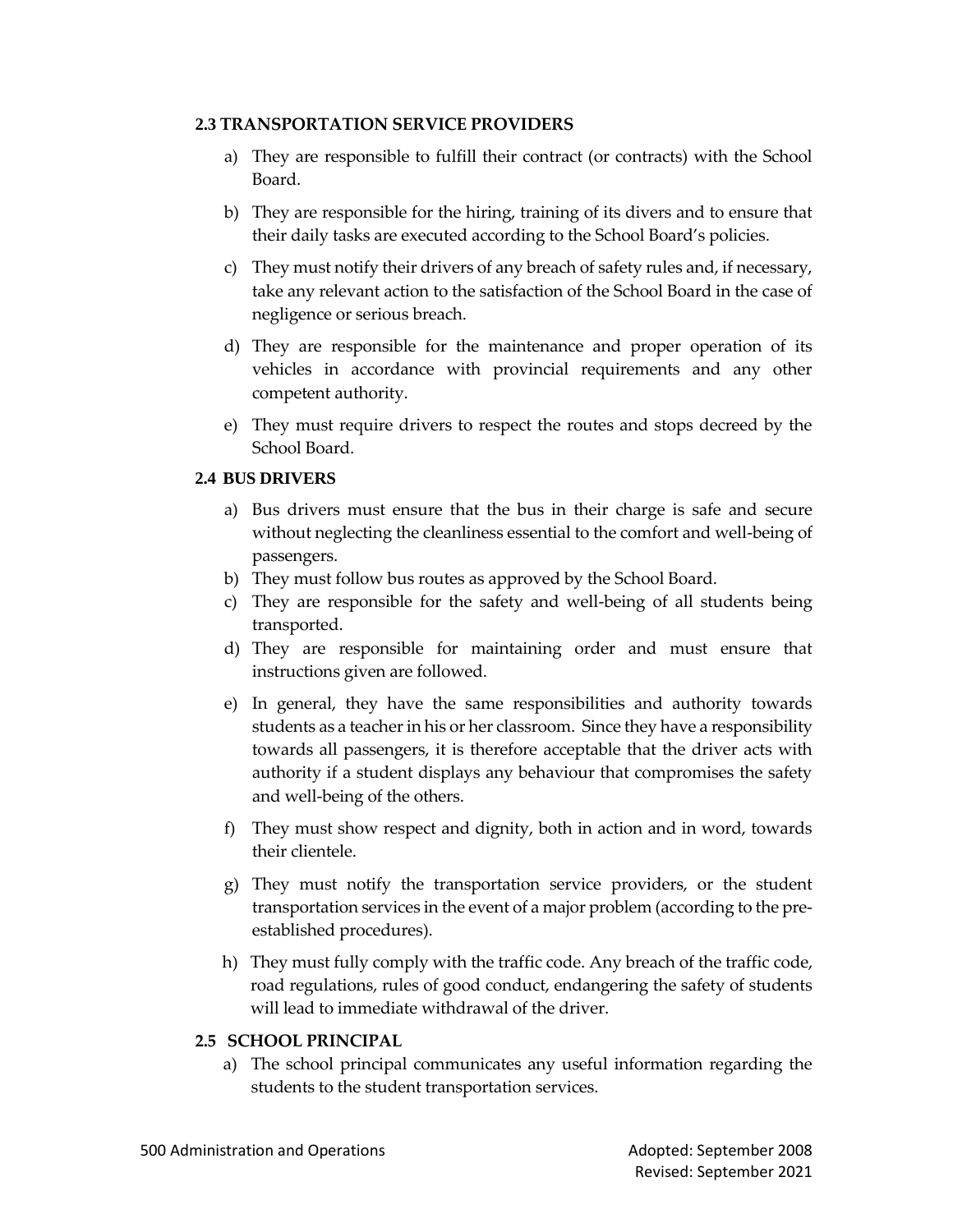### 2.3 TRANSPORTATION SERVICE PROVIDERS

a) They are responsible to fulfill their contract (or contracts) with the School Board.

b) They are responsible for the hiring, training of its divers and to ensure that their daily tasks are executed according to the School Board's policies.

c) They must notify their drivers of any breach of safety rules and, if necessary, take any relevant action to the satisfaction of the School Board in the case of negligence or serious breach.

d) They are responsible for the maintenance and proper operation of its vehicles in accordance with provincial requirements and any other competent authority.

e) They must require drivers to respect the routes and stops decreed by the School Board.

### 2.4 BUS DRIVERS

a) Bus drivers must ensure that the bus in their charge is safe and secure without neglecting the cleanliness essential to the comfort and well-being of passengers.

b) They must follow bus routes as approved by the School Board.

c) They are responsible for the safety and well-being of all students being transported.

d) They are responsible for maintaining order and must ensure that instructions given are followed.

e) In general, they have the same responsibilities and authority towards students as a teacher in his or her classroom. Since they have a responsibility towards all passengers, it is therefore acceptable that the driver acts with authority if a student displays any behaviour that compromises the safety and well-being of the others.

f) They must show respect and dignity, both in action and in word, towards their clientele.

g) They must notify the transportation service providers, or the student transportation services in the event of a major problem (according to the pre-established procedures).

h) They must fully comply with the traffic code. Any breach of the traffic code, road regulations, rules of good conduct, endangering the safety of students will lead to immediate withdrawal of the driver.

### 2.5 SCHOOL PRINCIPAL

a) The school principal communicates any useful information regarding the students to the student transportation services.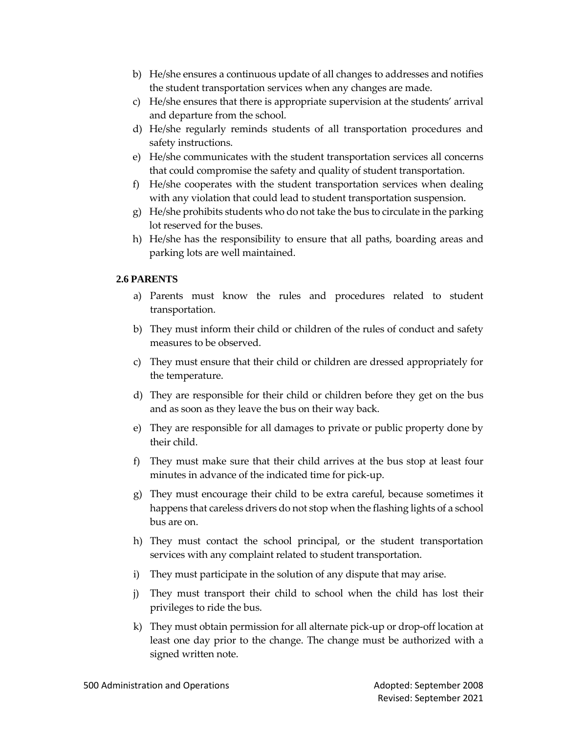b) He/she ensures a continuous update of all changes to addresses and notifies the student transportation services when any changes are made.
c) He/she ensures that there is appropriate supervision at the students' arrival and departure from the school.
d) He/she regularly reminds students of all transportation procedures and safety instructions.
e) He/she communicates with the student transportation services all concerns that could compromise the safety and quality of student transportation.
f) He/she cooperates with the student transportation services when dealing with any violation that could lead to student transportation suspension.
g) He/she prohibits students who do not take the bus to circulate in the parking lot reserved for the buses.
h) He/she has the responsibility to ensure that all paths, boarding areas and parking lots are well maintained.

**2.6 PARENTS**

a) Parents must know the rules and procedures related to student transportation.

b) They must inform their child or children of the rules of conduct and safety measures to be observed.

c) They must ensure that their child or children are dressed appropriately for the temperature.

d) They are responsible for their child or children before they get on the bus and as soon as they leave the bus on their way back.

e) They are responsible for all damages to private or public property done by their child.

f) They must make sure that their child arrives at the bus stop at least four minutes in advance of the indicated time for pick-up.

g) They must encourage their child to be extra careful, because sometimes it happens that careless drivers do not stop when the flashing lights of a school bus are on.

h) They must contact the school principal, or the student transportation services with any complaint related to student transportation.

i) They must participate in the solution of any dispute that may arise.

j) They must transport their child to school when the child has lost their privileges to ride the bus.

k) They must obtain permission for all alternate pick-up or drop-off location at least one day prior to the change. The change must be authorized with a signed written note.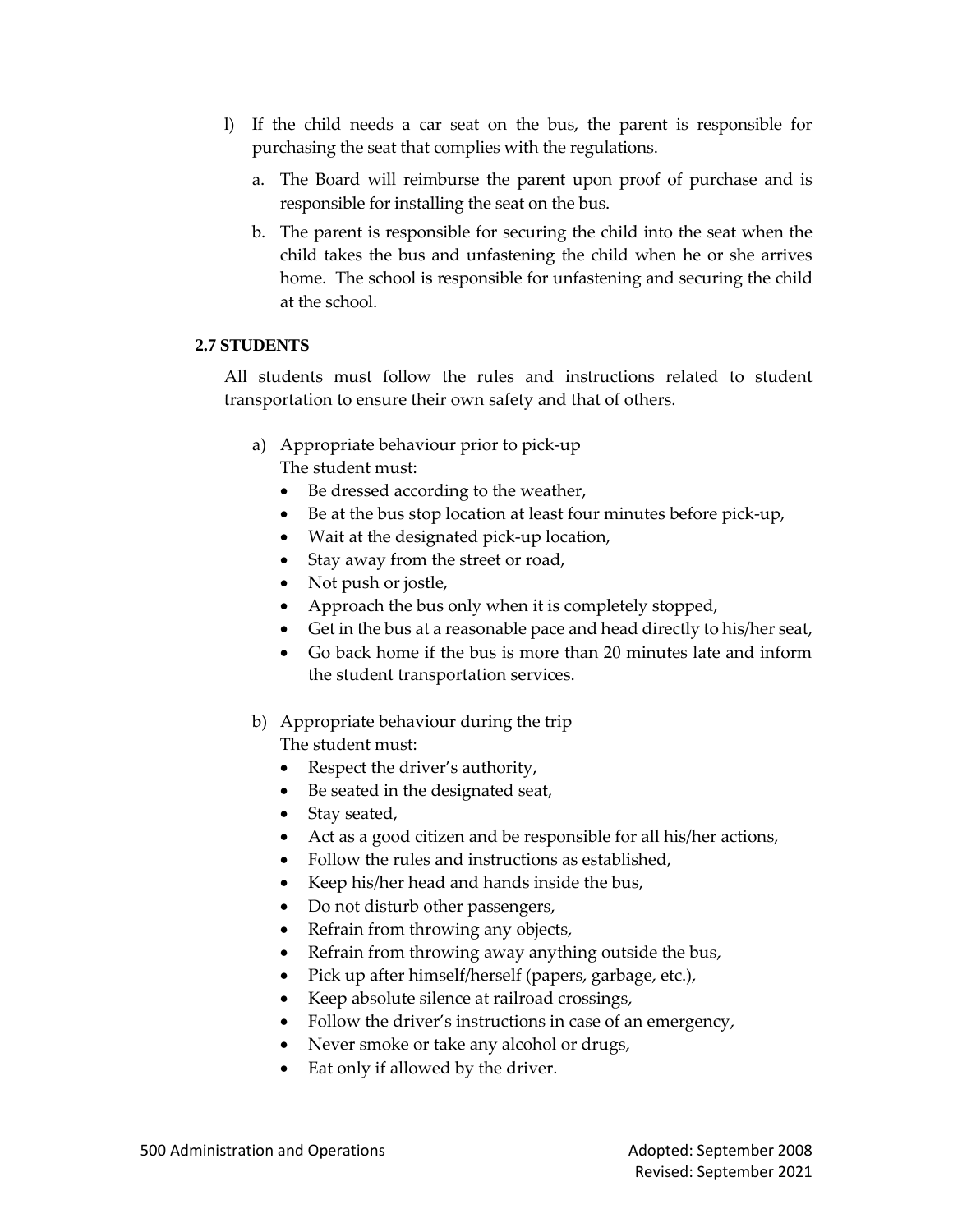l) If the child needs a car seat on the bus, the parent is responsible for purchasing the seat that complies with the regulations.

   a. The Board will reimburse the parent upon proof of purchase and is responsible for installing the seat on the bus.

   b. The parent is responsible for securing the child into the seat when the child takes the bus and unfastening the child when he or she arrives home. The school is responsible for unfastening and securing the child at the school.

## 2.7 STUDENTS

All students must follow the rules and instructions related to student transportation to ensure their own safety and that of others.

a) Appropriate behaviour prior to pick-up
   The student must:
   - Be dressed according to the weather,
   - Be at the bus stop location at least four minutes before pick-up,
   - Wait at the designated pick-up location,
   - Stay away from the street or road,
   - Not push or jostle,
   - Approach the bus only when it is completely stopped,
   - Get in the bus at a reasonable pace and head directly to his/her seat,
   - Go back home if the bus is more than 20 minutes late and inform the student transportation services.

b) Appropriate behaviour during the trip
   The student must:
   - Respect the driver's authority,
   - Be seated in the designated seat,
   - Stay seated,
   - Act as a good citizen and be responsible for all his/her actions,
   - Follow the rules and instructions as established,
   - Keep his/her head and hands inside the bus,
   - Do not disturb other passengers,
   - Refrain from throwing any objects,
   - Refrain from throwing away anything outside the bus,
   - Pick up after himself/herself (papers, garbage, etc.),
   - Keep absolute silence at railroad crossings,
   - Follow the driver's instructions in case of an emergency,
   - Never smoke or take any alcohol or drugs,
   - Eat only if allowed by the driver.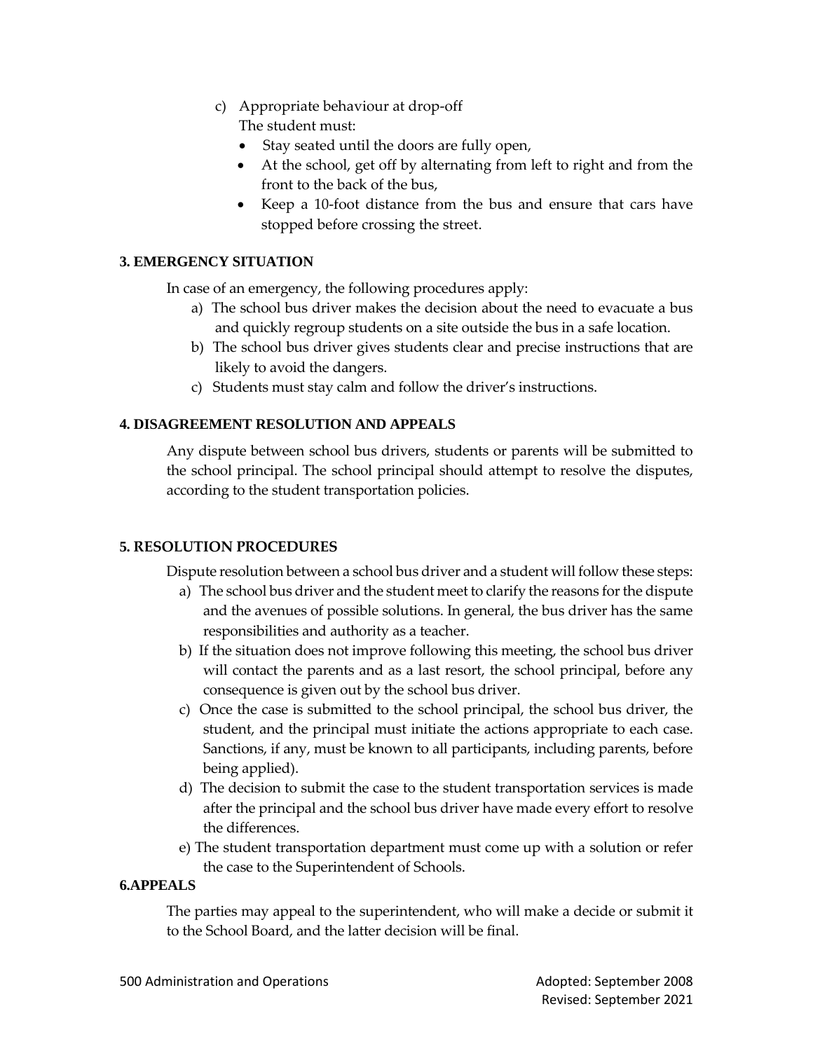c) Appropriate behaviour at drop-off

The student must:

- Stay seated until the doors are fully open,
- At the school, get off by alternating from left to right and from the front to the back of the bus,
- Keep a 10-foot distance from the bus and ensure that cars have stopped before crossing the street.

## 3. EMERGENCY SITUATION

In case of an emergency, the following procedures apply:

a) The school bus driver makes the decision about the need to evacuate a bus and quickly regroup students on a site outside the bus in a safe location.

b) The school bus driver gives students clear and precise instructions that are likely to avoid the dangers.

c) Students must stay calm and follow the driver's instructions.

## 4. DISAGREEMENT RESOLUTION AND APPEALS

Any dispute between school bus drivers, students or parents will be submitted to the school principal. The school principal should attempt to resolve the disputes, according to the student transportation policies.

## 5. RESOLUTION PROCEDURES

Dispute resolution between a school bus driver and a student will follow these steps:

a) The school bus driver and the student meet to clarify the reasons for the dispute and the avenues of possible solutions. In general, the bus driver has the same responsibilities and authority as a teacher.

b) If the situation does not improve following this meeting, the school bus driver will contact the parents and as a last resort, the school principal, before any consequence is given out by the school bus driver.

c) Once the case is submitted to the school principal, the school bus driver, the student, and the principal must initiate the actions appropriate to each case. Sanctions, if any, must be known to all participants, including parents, before being applied).

d) The decision to submit the case to the student transportation services is made after the principal and the school bus driver have made every effort to resolve the differences.

e) The student transportation department must come up with a solution or refer the case to the Superintendent of Schools.

## 6.APPEALS

The parties may appeal to the superintendent, who will make a decide or submit it to the School Board, and the latter decision will be final.

500 Administration and Operations

Adopted: September 2008
Revised: September 2021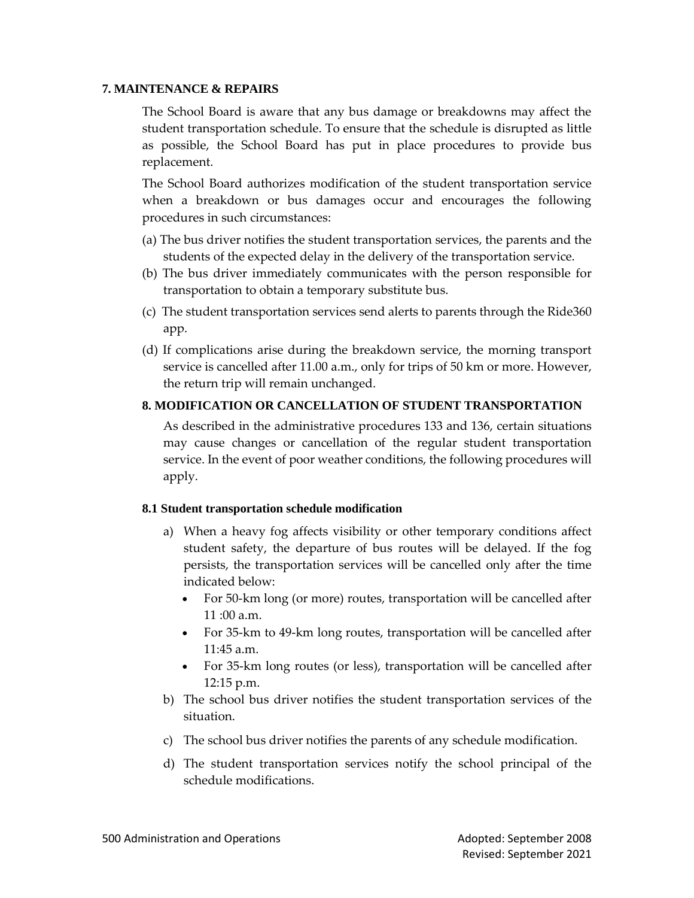**7. MAINTENANCE & REPAIRS**

The School Board is aware that any bus damage or breakdowns may affect the student transportation schedule. To ensure that the schedule is disrupted as little as possible, the School Board has put in place procedures to provide bus replacement.

The School Board authorizes modification of the student transportation service when a breakdown or bus damages occur and encourages the following procedures in such circumstances:

(a) The bus driver notifies the student transportation services, the parents and the students of the expected delay in the delivery of the transportation service.

(b) The bus driver immediately communicates with the person responsible for transportation to obtain a temporary substitute bus.

(c) The student transportation services send alerts to parents through the Ride360 app.

(d) If complications arise during the breakdown service, the morning transport service is cancelled after 11.00 a.m., only for trips of 50 km or more. However, the return trip will remain unchanged.

**8. MODIFICATION OR CANCELLATION OF STUDENT TRANSPORTATION**

As described in the administrative procedures 133 and 136, certain situations may cause changes or cancellation of the regular student transportation service. In the event of poor weather conditions, the following procedures will apply.

**8.1 Student transportation schedule modification**

a) When a heavy fog affects visibility or other temporary conditions affect student safety, the departure of bus routes will be delayed. If the fog persists, the transportation services will be cancelled only after the time indicated below:
   - For 50-km long (or more) routes, transportation will be cancelled after 11 :00 a.m.
   - For 35-km to 49-km long routes, transportation will be cancelled after 11:45 a.m.
   - For 35-km long routes (or less), transportation will be cancelled after 12:15 p.m.

b) The school bus driver notifies the student transportation services of the situation.

c) The school bus driver notifies the parents of any schedule modification.

d) The student transportation services notify the school principal of the schedule modifications.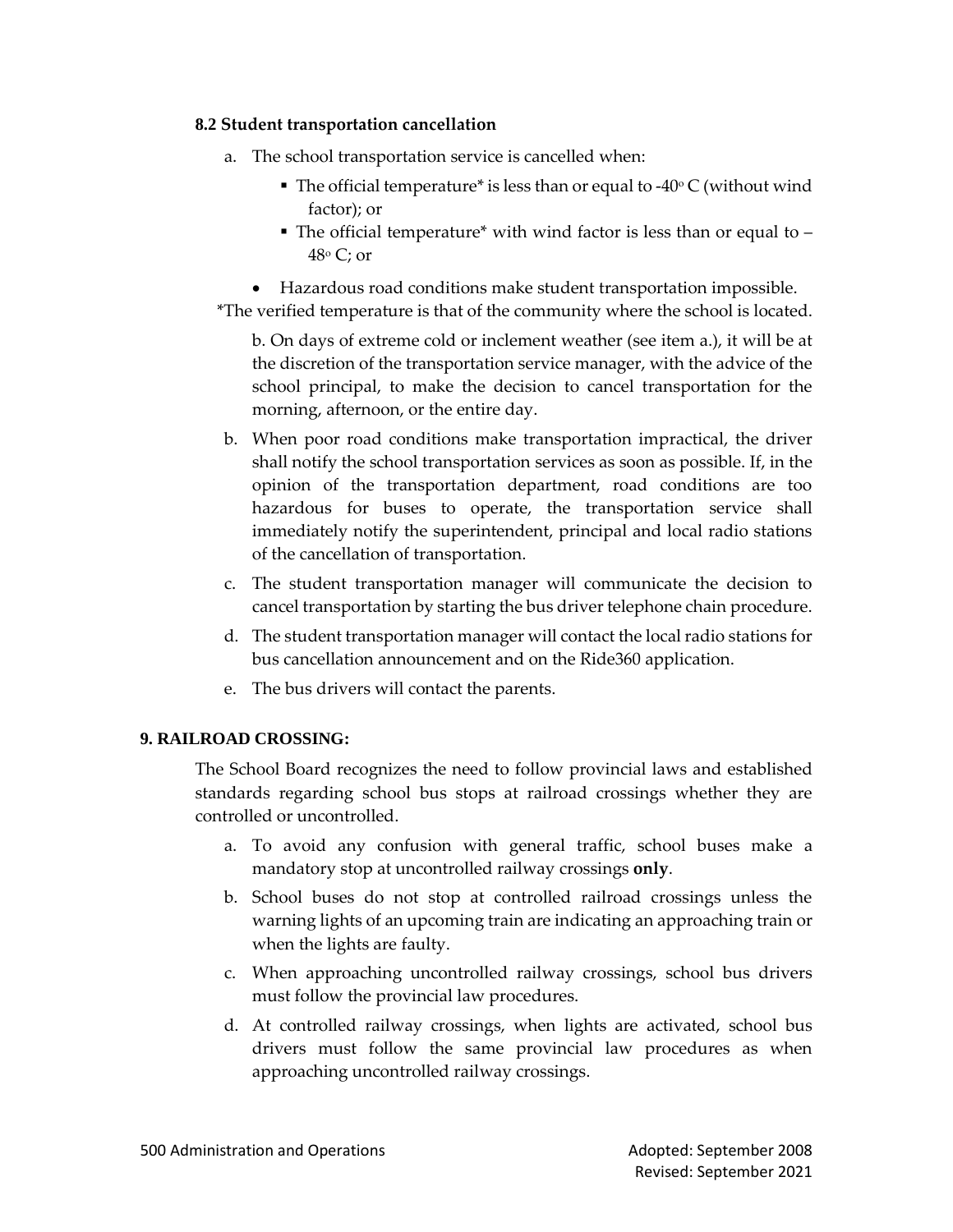### 8.2 Student transportation cancellation

a. The school transportation service is cancelled when:

- The official temperature* is less than or equal to -40° C (without wind factor); or
- The official temperature* with wind factor is less than or equal to – 48° C; or

- Hazardous road conditions make student transportation impossible.

*The verified temperature is that of the community where the school is located.

b. On days of extreme cold or inclement weather (see item a.), it will be at the discretion of the transportation service manager, with the advice of the school principal, to make the decision to cancel transportation for the morning, afternoon, or the entire day.

b. When poor road conditions make transportation impractical, the driver shall notify the school transportation services as soon as possible. If, in the opinion of the transportation department, road conditions are too hazardous for buses to operate, the transportation service shall immediately notify the superintendent, principal and local radio stations of the cancellation of transportation.

c. The student transportation manager will communicate the decision to cancel transportation by starting the bus driver telephone chain procedure.

d. The student transportation manager will contact the local radio stations for bus cancellation announcement and on the Ride360 application.

e. The bus drivers will contact the parents.

## 9. RAILROAD CROSSING:

The School Board recognizes the need to follow provincial laws and established standards regarding school bus stops at railroad crossings whether they are controlled or uncontrolled.

a. To avoid any confusion with general traffic, school buses make a mandatory stop at uncontrolled railway crossings **only**.

b. School buses do not stop at controlled railroad crossings unless the warning lights of an upcoming train are indicating an approaching train or when the lights are faulty.

c. When approaching uncontrolled railway crossings, school bus drivers must follow the provincial law procedures.

d. At controlled railway crossings, when lights are activated, school bus drivers must follow the same provincial law procedures as when approaching uncontrolled railway crossings.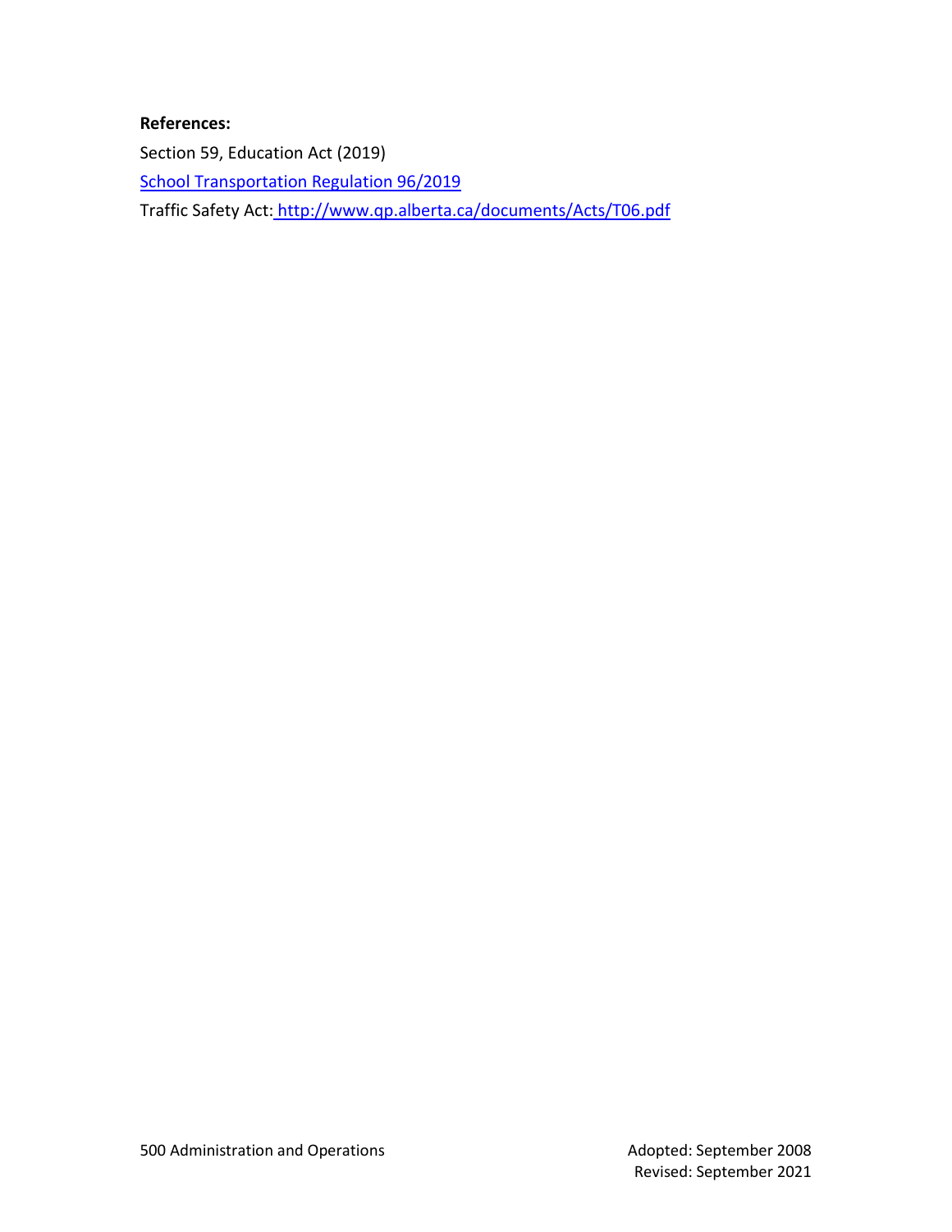**References:**

Section 59, Education Act (2019)

School Transportation Regulation 96/2019

Traffic Safety Act: http://www.qp.alberta.ca/documents/Acts/T06.pdf

500 Administration and Operations

Adopted: September 2008

Revised: September 2021